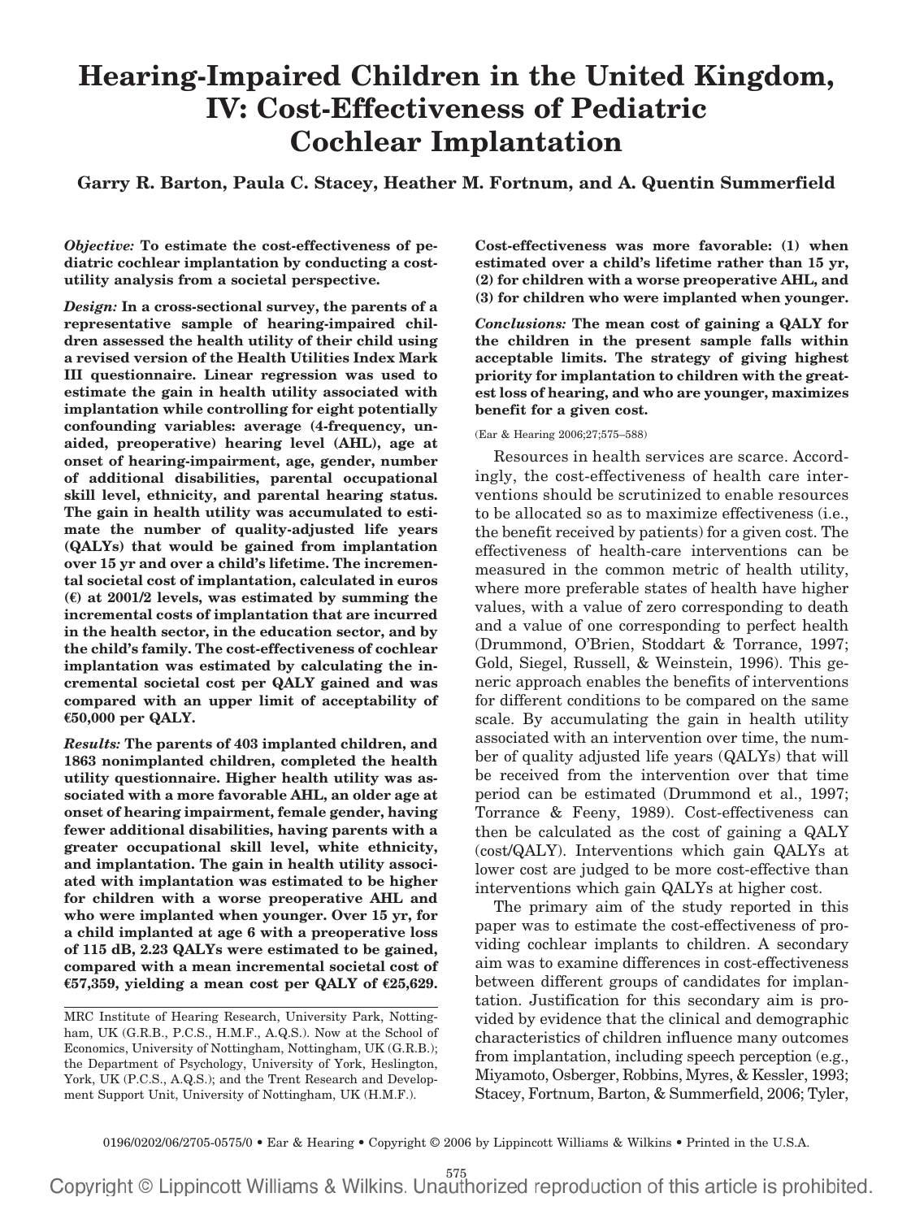# Hearing-Impaired Children in the United Kingdom, IV: Cost-Effectiveness of Pediatric Cochlear Implantation

**Garry R. Barton, Paula C. Stacey, Heather M. Fortnum, and A. Quentin Summerfield**

*Objective:* **To estimate the cost-effectiveness of pediatric cochlear implantation by conducting a cost-utility analysis from a societal perspective.**

*Design:* **In a cross-sectional survey, the parents of a representative sample of hearing-impaired children assessed the health utility of their child using a revised version of the Health Utilities Index Mark III questionnaire. Linear regression was used to estimate the gain in health utility associated with implantation while controlling for eight potentially confounding variables: average (4-frequency, unaided, preoperative) hearing level (AHL), age at onset of hearing-impairment, age, gender, number of additional disabilities, parental occupational skill level, ethnicity, and parental hearing status. The gain in health utility was accumulated to estimate the number of quality-adjusted life years (QALYs) that would be gained from implantation over 15 yr and over a child's lifetime. The incremental societal cost of implantation, calculated in euros (€) at 2001/2 levels, was estimated by summing the incremental costs of implantation that are incurred in the health sector, in the education sector, and by the child's family. The cost-effectiveness of cochlear implantation was estimated by calculating the incremental societal cost per QALY gained and was compared with an upper limit of acceptability of €50,000 per QALY.**

*Results:* **The parents of 403 implanted children, and 1863 nonimplanted children, completed the health utility questionnaire. Higher health utility was associated with a more favorable AHL, an older age at onset of hearing impairment, female gender, having fewer additional disabilities, having parents with a greater occupational skill level, white ethnicity, and implantation. The gain in health utility associated with implantation was estimated to be higher for children with a worse preoperative AHL and who were implanted when younger. Over 15 yr, for a child implanted at age 6 with a preoperative loss of 115 dB, 2.23 QALYs were estimated to be gained, compared with a mean incremental societal cost of €57,359, yielding a mean cost per QALY of €25,629. Cost-effectiveness was more favorable: (1) when estimated over a child's lifetime rather than 15 yr, (2) for children with a worse preoperative AHL, and (3) for children who were implanted when younger.**

*Conclusions:* **The mean cost of gaining a QALY for the children in the present sample falls within acceptable limits. The strategy of giving highest priority for implantation to children with the greatest loss of hearing, and who are younger, maximizes benefit for a given cost.**

(Ear & Hearing 2006;27;575–588)

Resources in health services are scarce. Accordingly, the cost-effectiveness of health care interventions should be scrutinized to enable resources to be allocated so as to maximize effectiveness (i.e., the benefit received by patients) for a given cost. The effectiveness of health-care interventions can be measured in the common metric of health utility, where more preferable states of health have higher values, with a value of zero corresponding to death and a value of one corresponding to perfect health (Drummond, O'Brien, Stoddart & Torrance, 1997; Gold, Siegel, Russell, & Weinstein, 1996). This generic approach enables the benefits of interventions for different conditions to be compared on the same scale. By accumulating the gain in health utility associated with an intervention over time, the number of quality adjusted life years (QALYs) that will be received from the intervention over that time period can be estimated (Drummond et al., 1997; Torrance & Feeny, 1989). Cost-effectiveness can then be calculated as the cost of gaining a QALY (cost/QALY). Interventions which gain QALYs at lower cost are judged to be more cost-effective than interventions which gain QALYs at higher cost.

The primary aim of the study reported in this paper was to estimate the cost-effectiveness of providing cochlear implants to children. A secondary aim was to examine differences in cost-effectiveness between different groups of candidates for implantation. Justification for this secondary aim is provided by evidence that the clinical and demographic characteristics of children influence many outcomes from implantation, including speech perception (e.g., Miyamoto, Osberger, Robbins, Myres, & Kessler, 1993; Stacey, Fortnum, Barton, & Summerfield, 2006; Tyler,

MRC Institute of Hearing Research, University Park, Nottingham, UK (G.R.B., P.C.S., H.M.F., A.Q.S.). Now at the School of Economics, University of Nottingham, Nottingham, UK (G.R.B.); the Department of Psychology, University of York, Heslington, York, UK (P.C.S., A.Q.S.); and the Trent Research and Development Support Unit, University of Nottingham, UK (H.M.F.).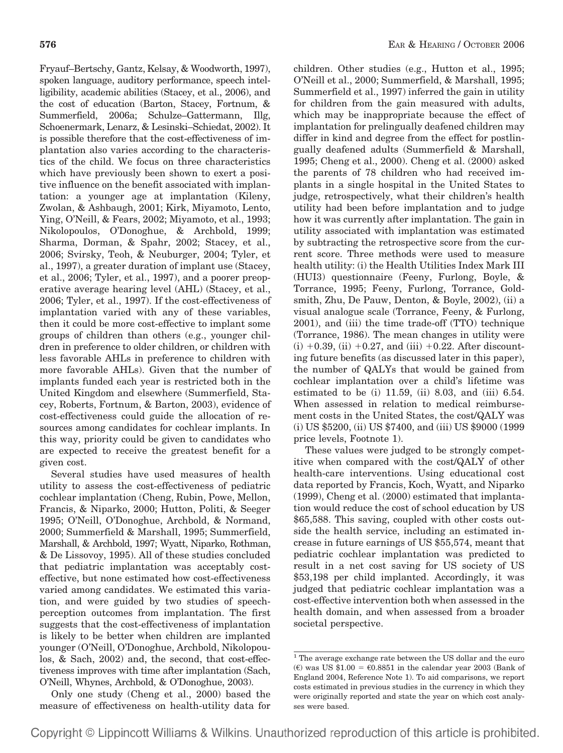Fryauf–Bertschy, Gantz, Kelsay, & Woodworth, 1997), spoken language, auditory performance, speech intelligibility, academic abilities (Stacey, et al., 2006), and the cost of education (Barton, Stacey, Fortnum, & Summerfield, 2006a; Schulze–Gattermann, Illg, Schoenermark, Lenarz, & Lesinski–Schiedat, 2002). It is possible therefore that the cost-effectiveness of implantation also varies according to the characteristics of the child. We focus on three characteristics which have previously been shown to exert a positive influence on the benefit associated with implantation: a younger age at implantation (Kileny, Zwolan, & Ashbaugh, 2001; Kirk, Miyamoto, Lento, Ying, O'Neill, & Fears, 2002; Miyamoto, et al., 1993; Nikolopoulos, O'Donoghue, & Archbold, 1999; Sharma, Dorman, & Spahr, 2002; Stacey, et al., 2006; Svirsky, Teoh, & Neuburger, 2004; Tyler, et al., 1997), a greater duration of implant use (Stacey, et al., 2006; Tyler, et al., 1997), and a poorer preoperative average hearing level (AHL) (Stacey, et al., 2006; Tyler, et al., 1997). If the cost-effectiveness of implantation varied with any of these variables, then it could be more cost-effective to implant some groups of children than others (e.g., younger children in preference to older children, or children with less favorable AHLs in preference to children with more favorable AHLs). Given that the number of implants funded each year is restricted both in the United Kingdom and elsewhere (Summerfield, Stacey, Roberts, Fortnum, & Barton, 2003), evidence of cost-effectiveness could guide the allocation of resources among candidates for cochlear implants. In this way, priority could be given to candidates who are expected to receive the greatest benefit for a given cost.

Several studies have used measures of health utility to assess the cost-effectiveness of pediatric cochlear implantation (Cheng, Rubin, Powe, Mellon, Francis, & Niparko, 2000; Hutton, Politi, & Seeger 1995; O'Neill, O'Donoghue, Archbold, & Normand, 2000; Summerfield & Marshall, 1995; Summerfield, Marshall, & Archbold, 1997; Wyatt, Niparko, Rothman, & De Lissovoy, 1995). All of these studies concluded that pediatric implantation was acceptably cost-effective, but none estimated how cost-effectiveness varied among candidates. We estimated this variation, and were guided by two studies of speech-perception outcomes from implantation. The first suggests that the cost-effectiveness of implantation is likely to be better when children are implanted younger (O'Neill, O'Donoghue, Archbold, Nikolopoulos, & Sach, 2002) and, the second, that cost-effectiveness improves with time after implantation (Sach, O'Neill, Whynes, Archbold, & O'Donoghue, 2003).

Only one study (Cheng et al., 2000) based the measure of effectiveness on health-utility data for children. Other studies (e.g., Hutton et al., 1995; O'Neill et al., 2000; Summerfield, & Marshall, 1995; Summerfield et al., 1997) inferred the gain in utility for children from the gain measured with adults, which may be inappropriate because the effect of implantation for prelingually deafened children may differ in kind and degree from the effect for postlingually deafened adults (Summerfield & Marshall, 1995; Cheng et al., 2000). Cheng et al. (2000) asked the parents of 78 children who had received implants in a single hospital in the United States to judge, retrospectively, what their children's health utility had been before implantation and to judge how it was currently after implantation. The gain in utility associated with implantation was estimated by subtracting the retrospective score from the current score. Three methods were used to measure health utility: (i) the Health Utilities Index Mark III (HUI3) questionnaire (Feeny, Furlong, Boyle, & Torrance, 1995; Feeny, Furlong, Torrance, Goldsmith, Zhu, De Pauw, Denton, & Boyle, 2002), (ii) a visual analogue scale (Torrance, Feeny, & Furlong, 2001), and (iii) the time trade-off (TTO) technique (Torrance, 1986). The mean changes in utility were (i) +0.39, (ii) +0.27, and (iii) +0.22. After discounting future benefits (as discussed later in this paper), the number of QALYs that would be gained from cochlear implantation over a child's lifetime was estimated to be (i) 11.59, (ii) 8.03, and (iii) 6.54. When assessed in relation to medical reimbursement costs in the United States, the cost/QALY was (i) US $5200, (ii) US $7400, and (iii) US $9000 (1999 price levels, Footnote 1).

These values were judged to be strongly competitive when compared with the cost/QALY of other health-care interventions. Using educational cost data reported by Francis, Koch, Wyatt, and Niparko (1999), Cheng et al. (2000) estimated that implantation would reduce the cost of school education by US $65,588. This saving, coupled with other costs outside the health service, including an estimated increase in future earnings of US $55,574, meant that pediatric cochlear implantation was predicted to result in a net cost saving for US society of US $53,198 per child implanted. Accordingly, it was judged that pediatric cochlear implantation was a cost-effective intervention both when assessed in the health domain, and when assessed from a broader societal perspective.

[1] The average exchange rate between the US dollar and the euro (€) was US $1.00 = €0.8851 in the calendar year 2003 (Bank of England 2004, Reference Note 1). To aid comparisons, we report costs estimated in previous studies in the currency in which they were originally reported and state the year on which cost analyses were based.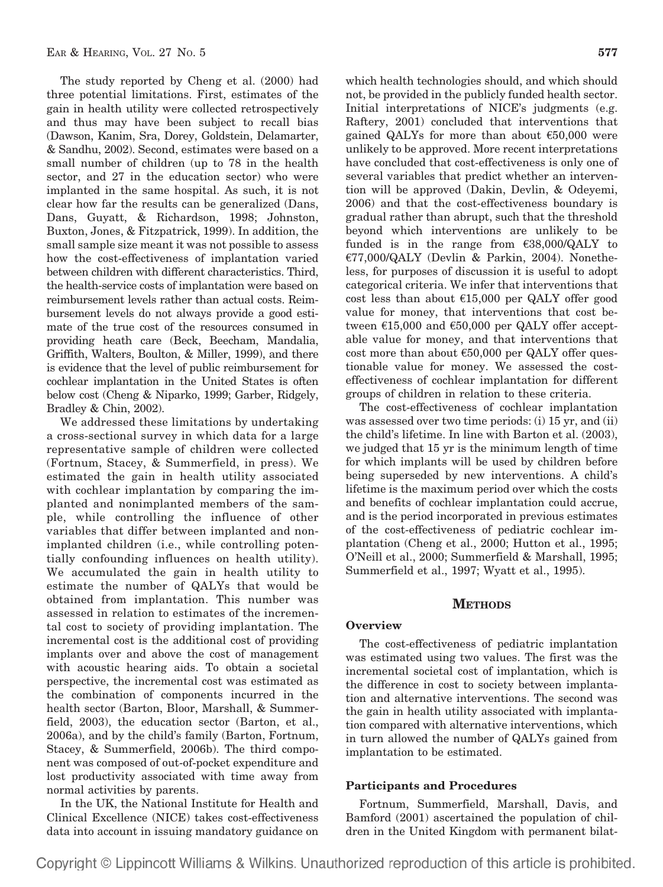The study reported by Cheng et al. (2000) had three potential limitations. First, estimates of the gain in health utility were collected retrospectively and thus may have been subject to recall bias (Dawson, Kanim, Sra, Dorey, Goldstein, Delamarter, & Sandhu, 2002). Second, estimates were based on a small number of children (up to 78 in the health sector, and 27 in the education sector) who were implanted in the same hospital. As such, it is not clear how far the results can be generalized (Dans, Dans, Guyatt, & Richardson, 1998; Johnston, Buxton, Jones, & Fitzpatrick, 1999). In addition, the small sample size meant it was not possible to assess how the cost-effectiveness of implantation varied between children with different characteristics. Third, the health-service costs of implantation were based on reimbursement levels rather than actual costs. Reimbursement levels do not always provide a good estimate of the true cost of the resources consumed in providing heath care (Beck, Beecham, Mandalia, Griffith, Walters, Boulton, & Miller, 1999), and there is evidence that the level of public reimbursement for cochlear implantation in the United States is often below cost (Cheng & Niparko, 1999; Garber, Ridgely, Bradley & Chin, 2002).

We addressed these limitations by undertaking a cross-sectional survey in which data for a large representative sample of children were collected (Fortnum, Stacey, & Summerfield, in press). We estimated the gain in health utility associated with cochlear implantation by comparing the implanted and nonimplanted members of the sample, while controlling the influence of other variables that differ between implanted and nonimplanted children (i.e., while controlling potentially confounding influences on health utility). We accumulated the gain in health utility to estimate the number of QALYs that would be obtained from implantation. This number was assessed in relation to estimates of the incremental cost to society of providing implantation. The incremental cost is the additional cost of providing implants over and above the cost of management with acoustic hearing aids. To obtain a societal perspective, the incremental cost was estimated as the combination of components incurred in the health sector (Barton, Bloor, Marshall, & Summerfield, 2003), the education sector (Barton, et al., 2006a), and by the child's family (Barton, Fortnum, Stacey, & Summerfield, 2006b). The third component was composed of out-of-pocket expenditure and lost productivity associated with time away from normal activities by parents.

In the UK, the National Institute for Health and Clinical Excellence (NICE) takes cost-effectiveness data into account in issuing mandatory guidance on which health technologies should, and which should not, be provided in the publicly funded health sector. Initial interpretations of NICE's judgments (e.g. Raftery, 2001) concluded that interventions that gained QALYs for more than about €50,000 were unlikely to be approved. More recent interpretations have concluded that cost-effectiveness is only one of several variables that predict whether an intervention will be approved (Dakin, Devlin, & Odeyemi, 2006) and that the cost-effectiveness boundary is gradual rather than abrupt, such that the threshold beyond which interventions are unlikely to be funded is in the range from €38,000/QALY to €77,000/QALY (Devlin & Parkin, 2004). Nonetheless, for purposes of discussion it is useful to adopt categorical criteria. We infer that interventions that cost less than about €15,000 per QALY offer good value for money, that interventions that cost between €15,000 and €50,000 per QALY offer acceptable value for money, and that interventions that cost more than about €50,000 per QALY offer questionable value for money. We assessed the cost-effectiveness of cochlear implantation for different groups of children in relation to these criteria.

The cost-effectiveness of cochlear implantation was assessed over two time periods: (i) 15 yr, and (ii) the child's lifetime. In line with Barton et al. (2003), we judged that 15 yr is the minimum length of time for which implants will be used by children before being superseded by new interventions. A child's lifetime is the maximum period over which the costs and benefits of cochlear implantation could accrue, and is the period incorporated in previous estimates of the cost-effectiveness of pediatric cochlear implantation (Cheng et al., 2000; Hutton et al., 1995; O'Neill et al., 2000; Summerfield & Marshall, 1995; Summerfield et al., 1997; Wyatt et al., 1995).

## METHODS

### Overview

The cost-effectiveness of pediatric implantation was estimated using two values. The first was the incremental societal cost of implantation, which is the difference in cost to society between implantation and alternative interventions. The second was the gain in health utility associated with implantation compared with alternative interventions, which in turn allowed the number of QALYs gained from implantation to be estimated.

### Participants and Procedures

Fortnum, Summerfield, Marshall, Davis, and Bamford (2001) ascertained the population of children in the United Kingdom with permanent bilat-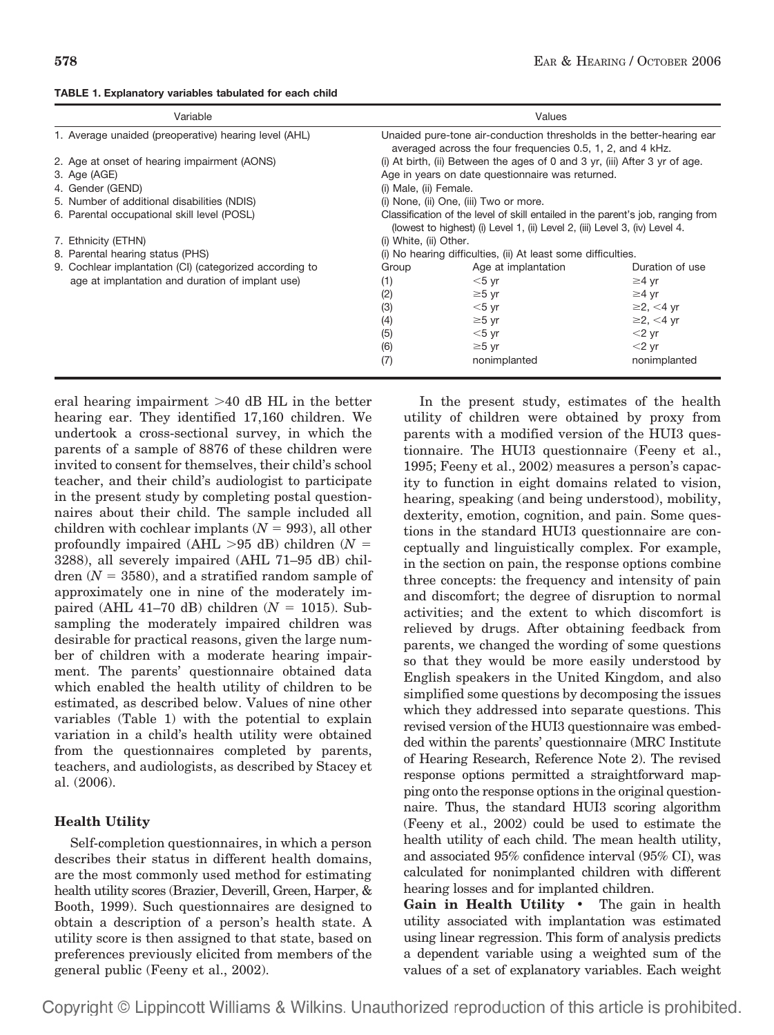**TABLE 1. Explanatory variables tabulated for each child**

| Variable | Values | | |
|---|---|---|---|
| 1. Average unaided (preoperative) hearing level (AHL) | Unaided pure-tone air-conduction thresholds in the better-hearing ear averaged across the four frequencies 0.5, 1, 2, and 4 kHz. | | |
| 2. Age at onset of hearing impairment (AONS) | (i) At birth, (ii) Between the ages of 0 and 3 yr, (iii) After 3 yr of age. | | |
| 3. Age (AGE) | Age in years on date questionnaire was returned. | | |
| 4. Gender (GEND) | (i) Male, (ii) Female. | | |
| 5. Number of additional disabilities (NDIS) | (i) None, (ii) One, (iii) Two or more. | | |
| 6. Parental occupational skill level (POSL) | Classification of the level of skill entailed in the parent's job, ranging from (lowest to highest) (i) Level 1, (ii) Level 2, (iii) Level 3, (iv) Level 4. | | |
| 7. Ethnicity (ETHN) | (i) White, (ii) Other. | | |
| 8. Parental hearing status (PHS) | (i) No hearing difficulties, (ii) At least some difficulties. | | |
| 9. Cochlear implantation (CI) (categorized according to age at implantation and duration of implant use) | Group | Age at implantation | Duration of use |
| | (1) | <5 yr | ≥4 yr |
| | (2) | ≥5 yr | ≥4 yr |
| | (3) | <5 yr | ≥2, <4 yr |
| | (4) | ≥5 yr | ≥2, <4 yr |
| | (5) | <5 yr | <2 yr |
| | (6) | ≥5 yr | <2 yr |
| | (7) | nonimplanted | nonimplanted |

eral hearing impairment >40 dB HL in the better hearing ear. They identified 17,160 children. We undertook a cross-sectional survey, in which the parents of a sample of 8876 of these children were invited to consent for themselves, their child's school teacher, and their child's audiologist to participate in the present study by completing postal questionnaires about their child. The sample included all children with cochlear implants ($N$ = 993), all other profoundly impaired (AHL >95 dB) children ($N$ = 3288), all severely impaired (AHL 71–95 dB) children ($N$ = 3580), and a stratified random sample of approximately one in nine of the moderately impaired (AHL 41–70 dB) children ($N$ = 1015). Subsampling the moderately impaired children was desirable for practical reasons, given the large number of children with a moderate hearing impairment. The parents' questionnaire obtained data which enabled the health utility of children to be estimated, as described below. Values of nine other variables (Table 1) with the potential to explain variation in a child's health utility were obtained from the questionnaires completed by parents, teachers, and audiologists, as described by Stacey et al. (2006).

## Health Utility

Self-completion questionnaires, in which a person describes their status in different health domains, are the most commonly used method for estimating health utility scores (Brazier, Deverill, Green, Harper, & Booth, 1999). Such questionnaires are designed to obtain a description of a person's health state. A utility score is then assigned to that state, based on preferences previously elicited from members of the general public (Feeny et al., 2002).

In the present study, estimates of the health utility of children were obtained by proxy from parents with a modified version of the HUI3 questionnaire. The HUI3 questionnaire (Feeny et al., 1995; Feeny et al., 2002) measures a person's capacity to function in eight domains related to vision, hearing, speaking (and being understood), mobility, dexterity, emotion, cognition, and pain. Some questions in the standard HUI3 questionnaire are conceptually and linguistically complex. For example, in the section on pain, the response options combine three concepts: the frequency and intensity of pain and discomfort; the degree of disruption to normal activities; and the extent to which discomfort is relieved by drugs. After obtaining feedback from parents, we changed the wording of some questions so that they would be more easily understood by English speakers in the United Kingdom, and also simplified some questions by decomposing the issues which they addressed into separate questions. This revised version of the HUI3 questionnaire was embedded within the parents' questionnaire (MRC Institute of Hearing Research, Reference Note 2). The revised response options permitted a straightforward mapping onto the response options in the original questionnaire. Thus, the standard HUI3 scoring algorithm (Feeny et al., 2002) could be used to estimate the health utility of each child. The mean health utility, and associated 95% confidence interval (95% CI), was calculated for nonimplanted children with different hearing losses and for implanted children.

**Gain in Health Utility** • The gain in health utility associated with implantation was estimated using linear regression. This form of analysis predicts a dependent variable using a weighted sum of the values of a set of explanatory variables. Each weight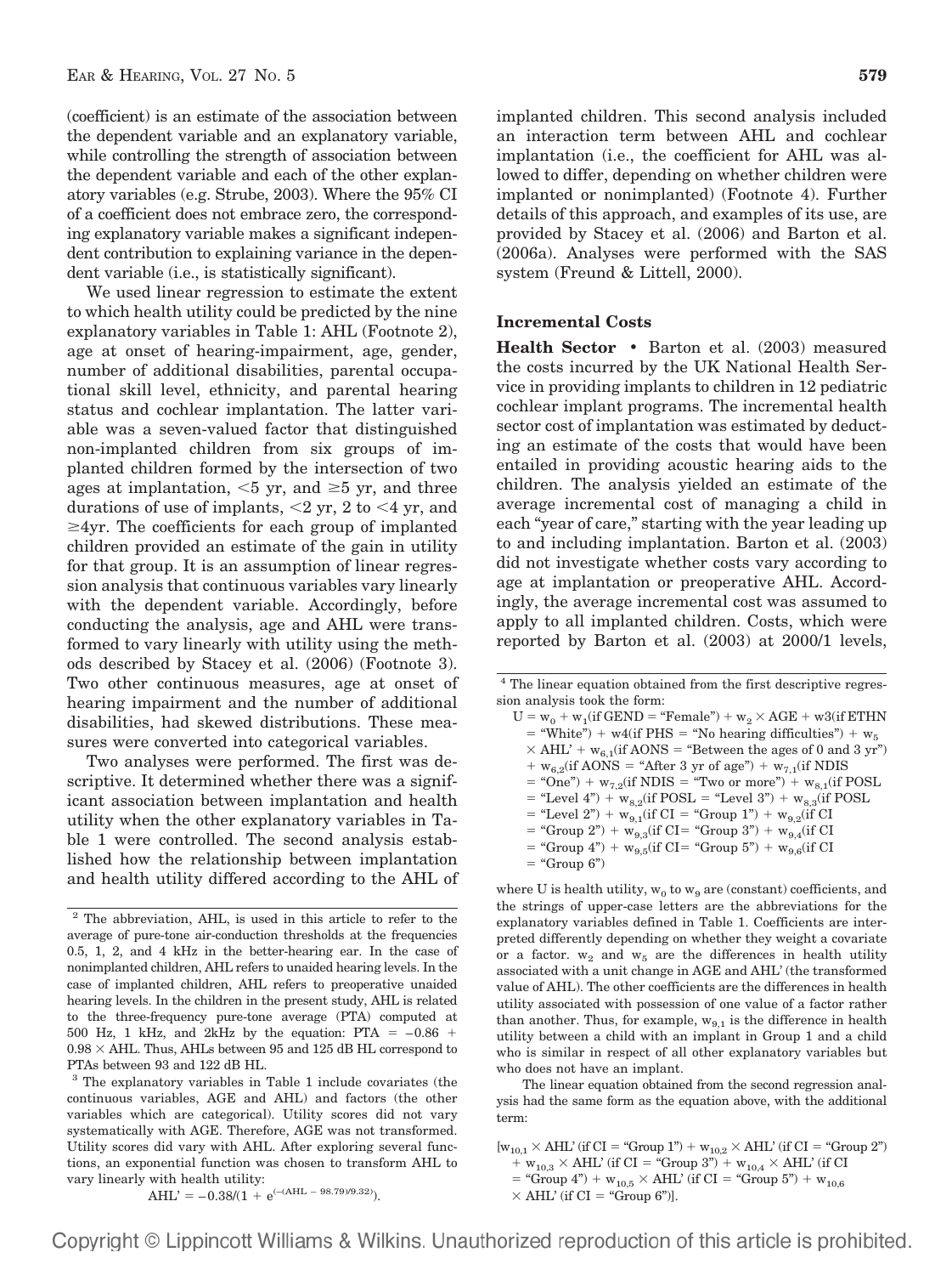(coefficient) is an estimate of the association between the dependent variable and an explanatory variable, while controlling the strength of association between the dependent variable and each of the other explanatory variables (e.g. Strube, 2003). Where the 95% CI of a coefficient does not embrace zero, the corresponding explanatory variable makes a significant independent contribution to explaining variance in the dependent variable (i.e., is statistically significant).

We used linear regression to estimate the extent to which health utility could be predicted by the nine explanatory variables in Table 1: AHL (Footnote 2), age at onset of hearing-impairment, age, gender, number of additional disabilities, parental occupational skill level, ethnicity, and parental hearing status and cochlear implantation. The latter variable was a seven-valued factor that distinguished non-implanted children from six groups of implanted children formed by the intersection of two ages at implantation, <5 yr, and ≥5 yr, and three durations of use of implants, <2 yr, 2 to <4 yr, and ≥4yr. The coefficients for each group of implanted children provided an estimate of the gain in utility for that group. It is an assumption of linear regression analysis that continuous variables vary linearly with the dependent variable. Accordingly, before conducting the analysis, age and AHL were transformed to vary linearly with utility using the methods described by Stacey et al. (2006) (Footnote 3). Two other continuous measures, age at onset of hearing impairment and the number of additional disabilities, had skewed distributions. These measures were converted into categorical variables.

Two analyses were performed. The first was descriptive. It determined whether there was a significant association between implantation and health utility when the other explanatory variables in Table 1 were controlled. The second analysis established how the relationship between implantation and health utility differed according to the AHL of implanted children. This second analysis included an interaction term between AHL and cochlear implantation (i.e., the coefficient for AHL was allowed to differ, depending on whether children were implanted or nonimplanted) (Footnote 4). Further details of this approach, and examples of its use, are provided by Stacey et al. (2006) and Barton et al. (2006a). Analyses were performed with the SAS system (Freund & Littell, 2000).

### Incremental Costs

**Health Sector** • Barton et al. (2003) measured the costs incurred by the UK National Health Service in providing implants to children in 12 pediatric cochlear implant programs. The incremental health sector cost of implantation was estimated by deducting an estimate of the costs that would have been entailed in providing acoustic hearing aids to the children. The analysis yielded an estimate of the average incremental cost of managing a child in each "year of care," starting with the year leading up to and including implantation. Barton et al. (2003) did not investigate whether costs vary according to age at implantation or preoperative AHL. Accordingly, the average incremental cost was assumed to apply to all implanted children. Costs, which were reported by Barton et al. (2003) at 2000/1 levels,

---

[2] The abbreviation, AHL, is used in this article to refer to the average of pure-tone air-conduction thresholds at the frequencies 0.5, 1, 2, and 4 kHz in the better-hearing ear. In the case of nonimplanted children, AHL refers to unaided hearing levels. In the case of implanted children, AHL refers to preoperative unaided hearing levels. In the children in the present study, AHL is related to the three-frequency pure-tone average (PTA) computed at 500 Hz, 1 kHz, and 2kHz by the equation: PTA $= -0.86 + 0.98 \times$ AHL. Thus, AHLs between 95 and 125 dB HL correspond to PTAs between 93 and 122 dB HL.

[3] The explanatory variables in Table 1 include covariates (the continuous variables, AGE and AHL) and factors (the other variables which are categorical). Utility scores did not vary systematically with AGE. Therefore, AGE was not transformed. Utility scores did vary with AHL. After exploring several functions, an exponential function was chosen to transform AHL to vary linearly with health utility:

$$AHL' = -0.38/(1 + e^{(-(AHL - 98.79)/9.32)}).$$

[4] The linear equation obtained from the first descriptive regression analysis took the form:

$$
\begin{aligned}
U = {} & w_0 + w_1(\text{if GEND = "Female"}) + w_2 \times AGE + w3(\text{if ETHN} \\
& = \text{"White"}) + w4(\text{if PHS = "No hearing difficulties"}) + w_5 \\
& \times AHL' + w_{6,1}(\text{if AONS = "Between the ages of 0 and 3 yr"}) \\
& + w_{6,2}(\text{if AONS = "After 3 yr of age"}) + w_{7,1}(\text{if NDIS} \\
& = \text{"One"}) + w_{7,2}(\text{if NDIS = "Two or more"}) + w_{8,1}(\text{if POSL} \\
& = \text{"Level 4"}) + w_{8,2}(\text{if POSL = "Level 3"}) + w_{8,3}(\text{if POSL} \\
& = \text{"Level 2"}) + w_{9,1}(\text{if CI = "Group 1"}) + w_{9,2}(\text{if CI} \\
& = \text{"Group 2"}) + w_{9,3}(\text{if CI= "Group 3"}) + w_{9,4}(\text{if CI} \\
& = \text{"Group 4"}) + w_{9,5}(\text{if CI= "Group 5"}) + w_{9,6}(\text{if CI} \\
& = \text{"Group 6"})
\end{aligned}
$$

where U is health utility, $w_0$ to $w_9$ are (constant) coefficients, and the strings of upper-case letters are the abbreviations for the explanatory variables defined in Table 1. Coefficients are interpreted differently depending on whether they weight a covariate or a factor. $w_2$ and $w_5$ are the differences in health utility associated with a unit change in AGE and AHL' (the transformed value of AHL). The other coefficients are the differences in health utility associated with possession of one value of a factor rather than another. Thus, for example, $w_{9,1}$ is the difference in health utility between a child with an implant in Group 1 and a child who is similar in respect of all other explanatory variables but who does not have an implant.

The linear equation obtained from the second regression analysis had the same form as the equation above, with the additional term:

$$
\begin{aligned}
& [w_{10,1} \times AHL' (\text{if CI = "Group 1"}) + w_{10,2} \times AHL' (\text{if CI = "Group 2"}) \\
& + w_{10,3} \times AHL' (\text{if CI = "Group 3"}) + w_{10,4} \times AHL' (\text{if CI} \\
& = \text{"Group 4"}) + w_{10,5} \times AHL' (\text{if CI = "Group 5"}) + w_{10,6} \\
& \times AHL' (\text{if CI = "Group 6"})].
\end{aligned}
$$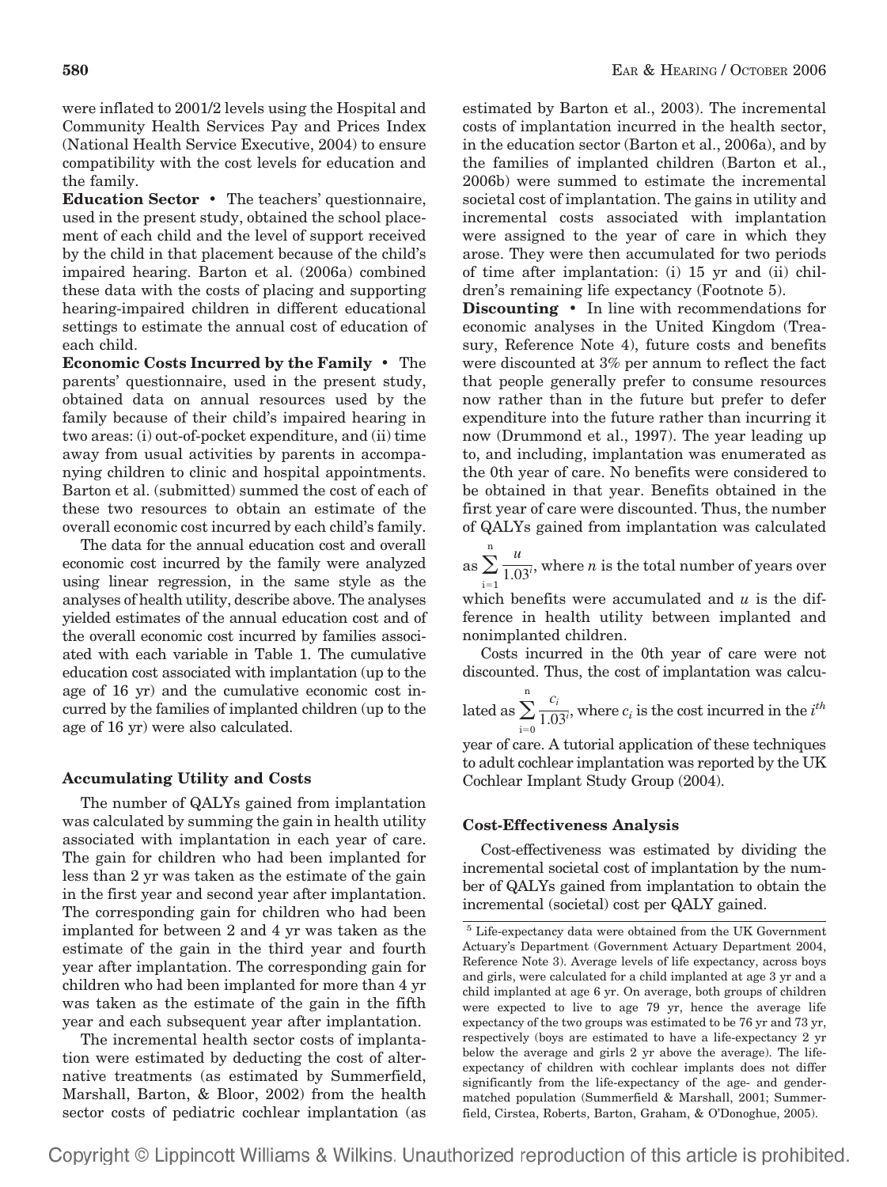were inflated to 2001/2 levels using the Hospital and Community Health Services Pay and Prices Index (National Health Service Executive, 2004) to ensure compatibility with the cost levels for education and the family.

**Education Sector** • The teachers' questionnaire, used in the present study, obtained the school placement of each child and the level of support received by the child in that placement because of the child's impaired hearing. Barton et al. (2006a) combined these data with the costs of placing and supporting hearing-impaired children in different educational settings to estimate the annual cost of education of each child.

**Economic Costs Incurred by the Family** • The parents' questionnaire, used in the present study, obtained data on annual resources used by the family because of their child's impaired hearing in two areas: (i) out-of-pocket expenditure, and (ii) time away from usual activities by parents in accompanying children to clinic and hospital appointments. Barton et al. (submitted) summed the cost of each of these two resources to obtain an estimate of the overall economic cost incurred by each child's family.

The data for the annual education cost and overall economic cost incurred by the family were analyzed using linear regression, in the same style as the analyses of health utility, describe above. The analyses yielded estimates of the annual education cost and of the overall economic cost incurred by families associated with each variable in Table 1. The cumulative education cost associated with implantation (up to the age of 16 yr) and the cumulative economic cost incurred by the families of implanted children (up to the age of 16 yr) were also calculated.

### Accumulating Utility and Costs

The number of QALYs gained from implantation was calculated by summing the gain in health utility associated with implantation in each year of care. The gain for children who had been implanted for less than 2 yr was taken as the estimate of the gain in the first year and second year after implantation. The corresponding gain for children who had been implanted for between 2 and 4 yr was taken as the estimate of the gain in the third year and fourth year after implantation. The corresponding gain for children who had been implanted for more than 4 yr was taken as the estimate of the gain in the fifth year and each subsequent year after implantation.

The incremental health sector costs of implantation were estimated by deducting the cost of alternative treatments (as estimated by Summerfield, Marshall, Barton, & Bloor, 2002) from the health sector costs of pediatric cochlear implantation (as estimated by Barton et al., 2003). The incremental costs of implantation incurred in the health sector, in the education sector (Barton et al., 2006a), and by the families of implanted children (Barton et al., 2006b) were summed to estimate the incremental societal cost of implantation. The gains in utility and incremental costs associated with implantation were assigned to the year of care in which they arose. They were then accumulated for two periods of time after implantation: (i) 15 yr and (ii) children's remaining life expectancy (Footnote 5).

**Discounting** • In line with recommendations for economic analyses in the United Kingdom (Treasury, Reference Note 4), future costs and benefits were discounted at 3% per annum to reflect the fact that people generally prefer to consume resources now rather than in the future but prefer to defer expenditure into the future rather than incurring it now (Drummond et al., 1997). The year leading up to, and including, implantation was enumerated as the 0th year of care. No benefits were considered to be obtained in that year. Benefits obtained in the first year of care were discounted. Thus, the number of QALYs gained from implantation was calculated as $\sum_{i=1}^{n} \frac{u}{1.03^i}$, where $n$ is the total number of years over which benefits were accumulated and $u$ is the difference in health utility between implanted and nonimplanted children.

Costs incurred in the 0th year of care were not discounted. Thus, the cost of implantation was calculated as $\sum_{i=0}^{n} \frac{c_i}{1.03^i}$, where $c_i$ is the cost incurred in the $i^{th}$ year of care. A tutorial application of these techniques to adult cochlear implantation was reported by the UK Cochlear Implant Study Group (2004).

### Cost-Effectiveness Analysis

Cost-effectiveness was estimated by dividing the incremental societal cost of implantation by the number of QALYs gained from implantation to obtain the incremental (societal) cost per QALY gained.

[5] Life-expectancy data were obtained from the UK Government Actuary's Department (Government Actuary Department 2004, Reference Note 3). Average levels of life expectancy, across boys and girls, were calculated for a child implanted at age 3 yr and a child implanted at age 6 yr. On average, both groups of children were expected to live to age 79 yr, hence the average life expectancy of the two groups was estimated to be 76 yr and 73 yr, respectively (boys are estimated to have a life-expectancy 2 yr below the average and girls 2 yr above the average). The life-expectancy of children with cochlear implants does not differ significantly from the life-expectancy of the age- and gender-matched population (Summerfield & Marshall, 2001; Summerfield, Cirstea, Roberts, Barton, Graham, & O'Donoghue, 2005).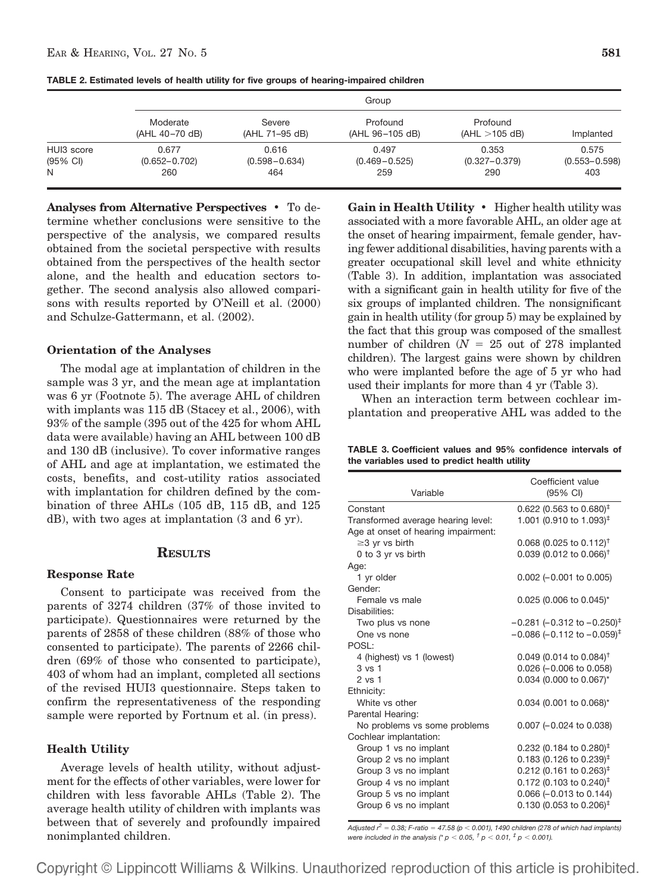**TABLE 2. Estimated levels of health utility for five groups of hearing-impaired children**

| | Group | | | | |
|---|---|---|---|---|---|
| | Moderate (AHL 40–70 dB) | Severe (AHL 71–95 dB) | Profound (AHL 96–105 dB) | Profound (AHL >105 dB) | Implanted |
| HUI3 score | 0.677 | 0.616 | 0.497 | 0.353 | 0.575 |
| (95% CI) | (0.652–0.702) | (0.598–0.634) | (0.469–0.525) | (0.327–0.379) | (0.553–0.598) |
| N | 260 | 464 | 259 | 290 | 403 |

**Analyses from Alternative Perspectives** • To determine whether conclusions were sensitive to the perspective of the analysis, we compared results obtained from the societal perspective with results obtained from the perspectives of the health sector alone, and the health and education sectors together. The second analysis also allowed comparisons with results reported by O'Neill et al. (2000) and Schulze-Gattermann, et al. (2002).

### Orientation of the Analyses

The modal age at implantation of children in the sample was 3 yr, and the mean age at implantation was 6 yr (Footnote 5). The average AHL of children with implants was 115 dB (Stacey et al., 2006), with 93% of the sample (395 out of the 425 for whom AHL data were available) having an AHL between 100 dB and 130 dB (inclusive). To cover informative ranges of AHL and age at implantation, we estimated the costs, benefits, and cost-utility ratios associated with implantation for children defined by the combination of three AHLs (105 dB, 115 dB, and 125 dB), with two ages at implantation (3 and 6 yr).

## RESULTS

### Response Rate

Consent to participate was received from the parents of 3274 children (37% of those invited to participate). Questionnaires were returned by the parents of 2858 of these children (88% of those who consented to participate). The parents of 2266 children (69% of those who consented to participate), 403 of whom had an implant, completed all sections of the revised HUI3 questionnaire. Steps taken to confirm the representativeness of the responding sample were reported by Fortnum et al. (in press).

### Health Utility

Average levels of health utility, without adjustment for the effects of other variables, were lower for children with less favorable AHLs (Table 2). The average health utility of children with implants was between that of severely and profoundly impaired nonimplanted children.

**Gain in Health Utility** • Higher health utility was associated with a more favorable AHL, an older age at the onset of hearing impairment, female gender, having fewer additional disabilities, having parents with a greater occupational skill level and white ethnicity (Table 3). In addition, implantation was associated with a significant gain in health utility for five of the six groups of implanted children. The nonsignificant gain in health utility (for group 5) may be explained by the fact that this group was composed of the smallest number of children ($N$ = 25 out of 278 implanted children). The largest gains were shown by children who were implanted before the age of 5 yr who had used their implants for more than 4 yr (Table 3).

When an interaction term between cochlear implantation and preoperative AHL was added to the

**TABLE 3. Coefficient values and 95% confidence intervals of the variables used to predict health utility**

| Variable | Coefficient value (95% CI) |
|---|---|
| Constant | 0.622 (0.563 to 0.680)‡ |
| Transformed average hearing level: | 1.001 (0.910 to 1.093)‡ |
| Age at onset of hearing impairment: | |
| ≥3 yr vs birth | 0.068 (0.025 to 0.112)† |
| 0 to 3 yr vs birth | 0.039 (0.012 to 0.066)† |
| Age: | |
| 1 yr older | 0.002 (−0.001 to 0.005) |
| Gender: | |
| Female vs male | 0.025 (0.006 to 0.045)* |
| Disabilities: | |
| Two plus vs none | −0.281 (−0.312 to −0.250)‡ |
| One vs none | −0.086 (−0.112 to −0.059)‡ |
| POSL: | |
| 4 (highest) vs 1 (lowest) | 0.049 (0.014 to 0.084)† |
| 3 vs 1 | 0.026 (−0.006 to 0.058) |
| 2 vs 1 | 0.034 (0.000 to 0.067)* |
| Ethnicity: | |
| White vs other | 0.034 (0.001 to 0.068)* |
| Parental Hearing: | |
| No problems vs some problems | 0.007 (−0.024 to 0.038) |
| Cochlear implantation: | |
| Group 1 vs no implant | 0.232 (0.184 to 0.280)‡ |
| Group 2 vs no implant | 0.183 (0.126 to 0.239)‡ |
| Group 3 vs no implant | 0.212 (0.161 to 0.263)‡ |
| Group 4 vs no implant | 0.172 (0.103 to 0.240)‡ |
| Group 5 vs no implant | 0.066 (−0.013 to 0.144) |
| Group 6 vs no implant | 0.130 (0.053 to 0.206)‡ |

*Adjusted $r^2$ = 0.38; F-ratio = 47.58 ($p < 0.001$), 1490 children (278 of which had implants) were included in the analysis (* $p < 0.05$, † $p < 0.01$, ‡ $p < 0.001$).*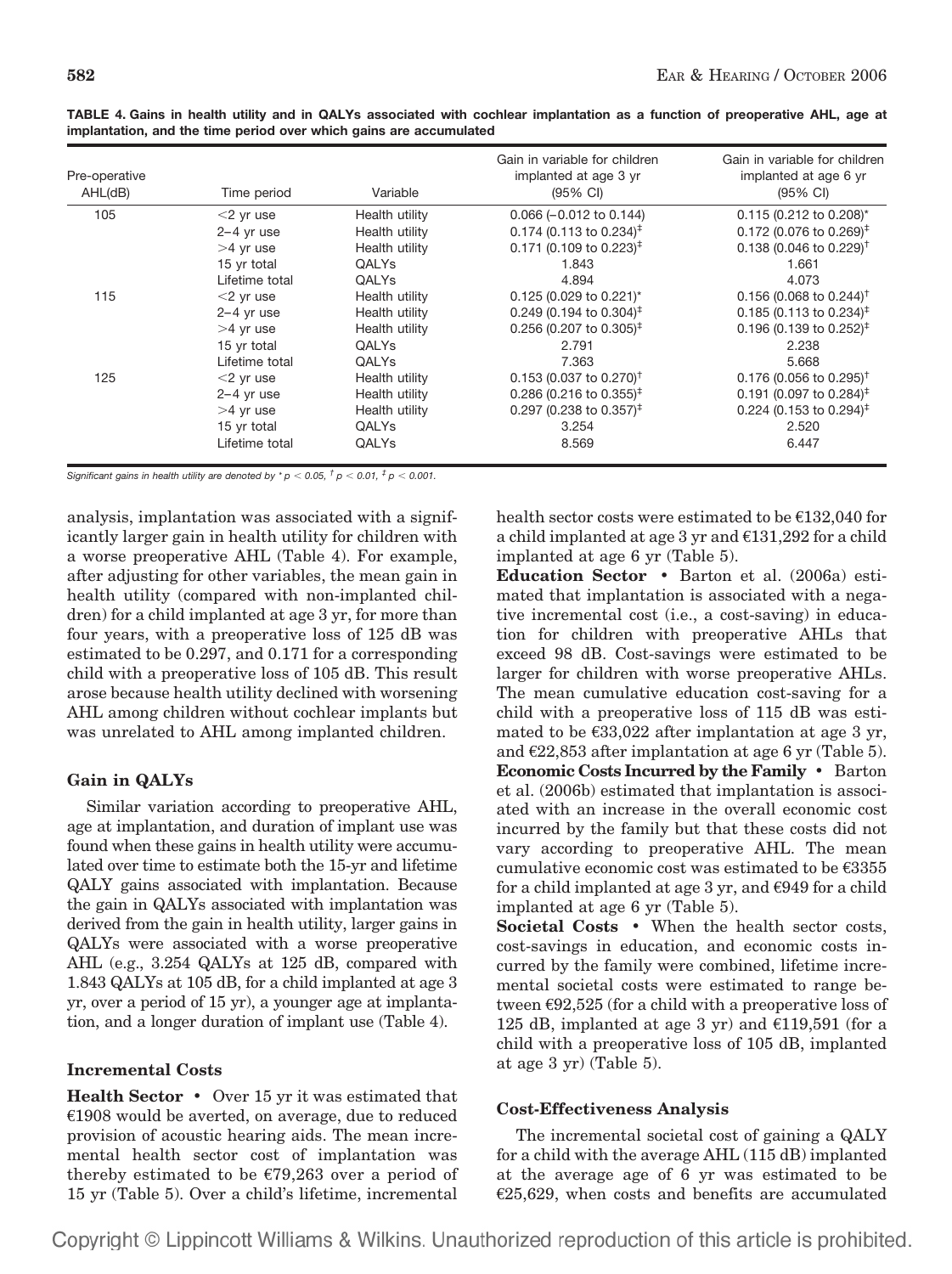**TABLE 4. Gains in health utility and in QALYs associated with cochlear implantation as a function of preoperative AHL, age at implantation, and the time period over which gains are accumulated**

| Pre-operative AHL(dB) | Time period | Variable | Gain in variable for children implanted at age 3 yr (95% CI) | Gain in variable for children implanted at age 6 yr (95% CI) |
|---|---|---|---|---|
| 105 | <2 yr use | Health utility | 0.066 (−0.012 to 0.144) | 0.115 (0.212 to 0.208)* |
| | 2–4 yr use | Health utility | 0.174 (0.113 to 0.234)‡ | 0.172 (0.076 to 0.269)‡ |
| | >4 yr use | Health utility | 0.171 (0.109 to 0.223)‡ | 0.138 (0.046 to 0.229)† |
| | 15 yr total | QALYs | 1.843 | 1.661 |
| | Lifetime total | QALYs | 4.894 | 4.073 |
| 115 | <2 yr use | Health utility | 0.125 (0.029 to 0.221)* | 0.156 (0.068 to 0.244)† |
| | 2–4 yr use | Health utility | 0.249 (0.194 to 0.304)‡ | 0.185 (0.113 to 0.234)‡ |
| | >4 yr use | Health utility | 0.256 (0.207 to 0.305)‡ | 0.196 (0.139 to 0.252)‡ |
| | 15 yr total | QALYs | 2.791 | 2.238 |
| | Lifetime total | QALYs | 7.363 | 5.668 |
| 125 | <2 yr use | Health utility | 0.153 (0.037 to 0.270)† | 0.176 (0.056 to 0.295)† |
| | 2–4 yr use | Health utility | 0.286 (0.216 to 0.355)‡ | 0.191 (0.097 to 0.284)‡ |
| | >4 yr use | Health utility | 0.297 (0.238 to 0.357)‡ | 0.224 (0.153 to 0.294)‡ |
| | 15 yr total | QALYs | 3.254 | 2.520 |
| | Lifetime total | QALYs | 8.569 | 6.447 |

*Significant gains in health utility are denoted by* * $p < 0.05$, † $p < 0.01$, ‡ $p < 0.001$.

analysis, implantation was associated with a significantly larger gain in health utility for children with a worse preoperative AHL (Table 4). For example, after adjusting for other variables, the mean gain in health utility (compared with non-implanted children) for a child implanted at age 3 yr, for more than four years, with a preoperative loss of 125 dB was estimated to be 0.297, and 0.171 for a corresponding child with a preoperative loss of 105 dB. This result arose because health utility declined with worsening AHL among children without cochlear implants but was unrelated to AHL among implanted children.

### Gain in QALYs

Similar variation according to preoperative AHL, age at implantation, and duration of implant use was found when these gains in health utility were accumulated over time to estimate both the 15-yr and lifetime QALY gains associated with implantation. Because the gain in QALYs associated with implantation was derived from the gain in health utility, larger gains in QALYs were associated with a worse preoperative AHL (e.g., 3.254 QALYs at 125 dB, compared with 1.843 QALYs at 105 dB, for a child implanted at age 3 yr, over a period of 15 yr), a younger age at implantation, and a longer duration of implant use (Table 4).

### Incremental Costs

**Health Sector** • Over 15 yr it was estimated that €1908 would be averted, on average, due to reduced provision of acoustic hearing aids. The mean incremental health sector cost of implantation was thereby estimated to be €79,263 over a period of 15 yr (Table 5). Over a child's lifetime, incremental health sector costs were estimated to be €132,040 for a child implanted at age 3 yr and €131,292 for a child implanted at age 6 yr (Table 5).

**Education Sector** • Barton et al. (2006a) estimated that implantation is associated with a negative incremental cost (i.e., a cost-saving) in education for children with preoperative AHLs that exceed 98 dB. Cost-savings were estimated to be larger for children with worse preoperative AHLs. The mean cumulative education cost-saving for a child with a preoperative loss of 115 dB was estimated to be €33,022 after implantation at age 3 yr, and €22,853 after implantation at age 6 yr (Table 5).

**Economic Costs Incurred by the Family** • Barton et al. (2006b) estimated that implantation is associated with an increase in the overall economic cost incurred by the family but that these costs did not vary according to preoperative AHL. The mean cumulative economic cost was estimated to be €3355 for a child implanted at age 3 yr, and €949 for a child implanted at age 6 yr (Table 5).

**Societal Costs** • When the health sector costs, cost-savings in education, and economic costs incurred by the family were combined, lifetime incremental societal costs were estimated to range between €92,525 (for a child with a preoperative loss of 125 dB, implanted at age 3 yr) and €119,591 (for a child with a preoperative loss of 105 dB, implanted at age 3 yr) (Table 5).

### Cost-Effectiveness Analysis

The incremental societal cost of gaining a QALY for a child with the average AHL (115 dB) implanted at the average age of 6 yr was estimated to be €25,629, when costs and benefits are accumulated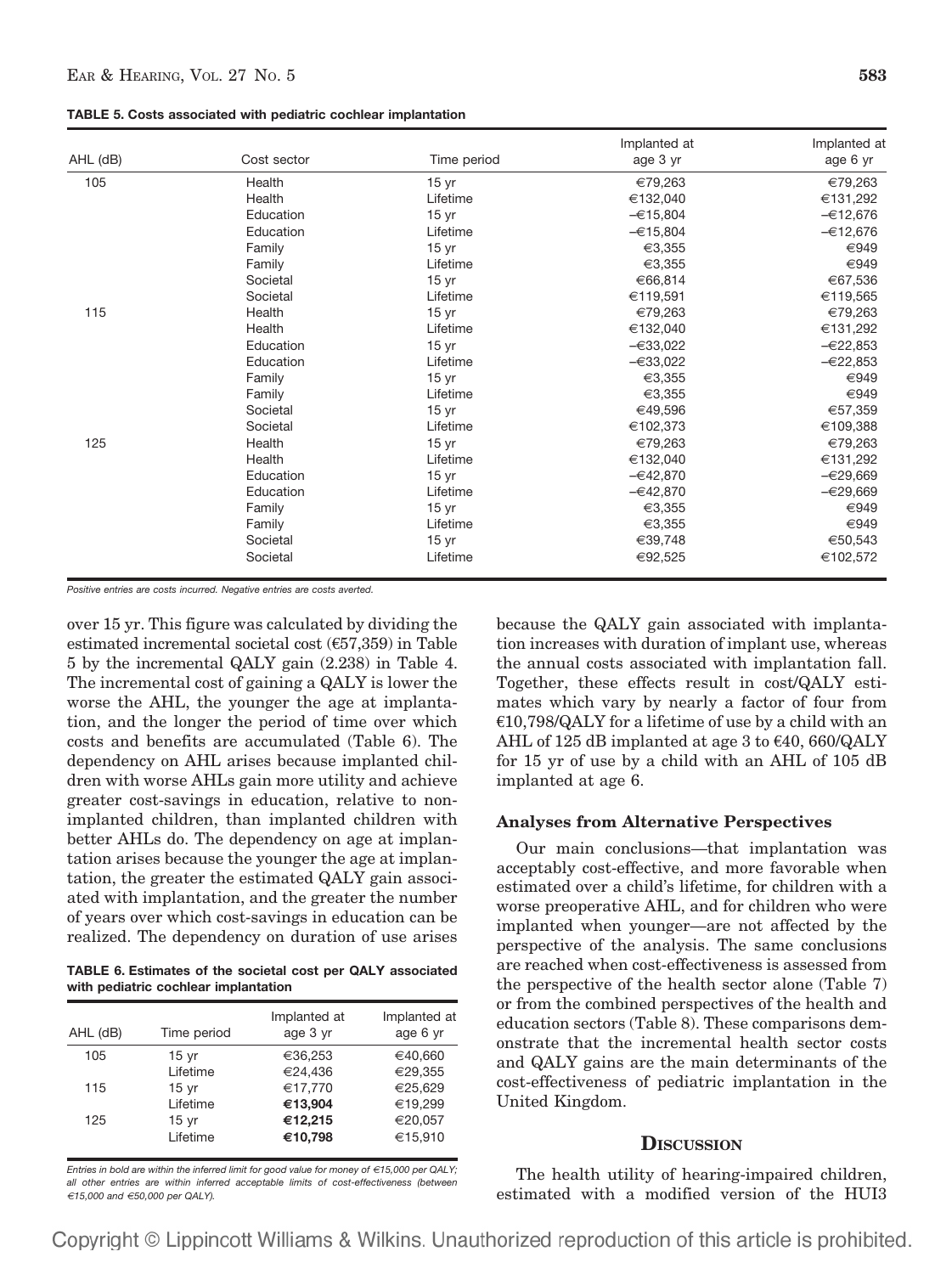**TABLE 5. Costs associated with pediatric cochlear implantation**

| AHL (dB) | Cost sector | Time period | Implanted at age 3 yr | Implanted at age 6 yr |
|---|---|---|---|---|
| 105 | Health | 15 yr | €79,263 | €79,263 |
| | Health | Lifetime | €132,040 | €131,292 |
| | Education | 15 yr | −€15,804 | −€12,676 |
| | Education | Lifetime | −€15,804 | −€12,676 |
| | Family | 15 yr | €3,355 | €949 |
| | Family | Lifetime | €3,355 | €949 |
| | Societal | 15 yr | €66,814 | €67,536 |
| | Societal | Lifetime | €119,591 | €119,565 |
| 115 | Health | 15 yr | €79,263 | €79,263 |
| | Health | Lifetime | €132,040 | €131,292 |
| | Education | 15 yr | −€33,022 | −€22,853 |
| | Education | Lifetime | −€33,022 | −€22,853 |
| | Family | 15 yr | €3,355 | €949 |
| | Family | Lifetime | €3,355 | €949 |
| | Societal | 15 yr | €49,596 | €57,359 |
| | Societal | Lifetime | €102,373 | €109,388 |
| 125 | Health | 15 yr | €79,263 | €79,263 |
| | Health | Lifetime | €132,040 | €131,292 |
| | Education | 15 yr | −€42,870 | −€29,669 |
| | Education | Lifetime | −€42,870 | −€29,669 |
| | Family | 15 yr | €3,355 | €949 |
| | Family | Lifetime | €3,355 | €949 |
| | Societal | 15 yr | €39,748 | €50,543 |
| | Societal | Lifetime | €92,525 | €102,572 |

*Positive entries are costs incurred. Negative entries are costs averted.*

over 15 yr. This figure was calculated by dividing the estimated incremental societal cost (€57,359) in Table 5 by the incremental QALY gain (2.238) in Table 4. The incremental cost of gaining a QALY is lower the worse the AHL, the younger the age at implantation, and the longer the period of time over which costs and benefits are accumulated (Table 6). The dependency on AHL arises because implanted children with worse AHLs gain more utility and achieve greater cost-savings in education, relative to non-implanted children, than implanted children with better AHLs do. The dependency on age at implantation arises because the younger the age at implantation, the greater the estimated QALY gain associated with implantation, and the greater the number of years over which cost-savings in education can be realized. The dependency on duration of use arises because the QALY gain associated with implantation increases with duration of implant use, whereas the annual costs associated with implantation fall. Together, these effects result in cost/QALY estimates which vary by nearly a factor of four from €10,798/QALY for a lifetime of use by a child with an AHL of 125 dB implanted at age 3 to €40, 660/QALY for 15 yr of use by a child with an AHL of 105 dB implanted at age 6.

**TABLE 6. Estimates of the societal cost per QALY associated with pediatric cochlear implantation**

| AHL (dB) | Time period | Implanted at age 3 yr | Implanted at age 6 yr |
|---|---|---|---|
| 105 | 15 yr | €36,253 | €40,660 |
| | Lifetime | €24,436 | €29,355 |
| 115 | 15 yr | €17,770 | €25,629 |
| | Lifetime | **€13,904** | €19,299 |
| 125 | 15 yr | **€12,215** | €20,057 |
| | Lifetime | **€10,798** | €15,910 |

*Entries in bold are within the inferred limit for good value for money of €15,000 per QALY; all other entries are within inferred acceptable limits of cost-effectiveness (between €15,000 and €50,000 per QALY).*

### Analyses from Alternative Perspectives

Our main conclusions—that implantation was acceptably cost-effective, and more favorable when estimated over a child's lifetime, for children with a worse preoperative AHL, and for children who were implanted when younger—are not affected by the perspective of the analysis. The same conclusions are reached when cost-effectiveness is assessed from the perspective of the health sector alone (Table 7) or from the combined perspectives of the health and education sectors (Table 8). These comparisons demonstrate that the incremental health sector costs and QALY gains are the main determinants of the cost-effectiveness of pediatric implantation in the United Kingdom.

## DISCUSSION

The health utility of hearing-impaired children, estimated with a modified version of the HUI3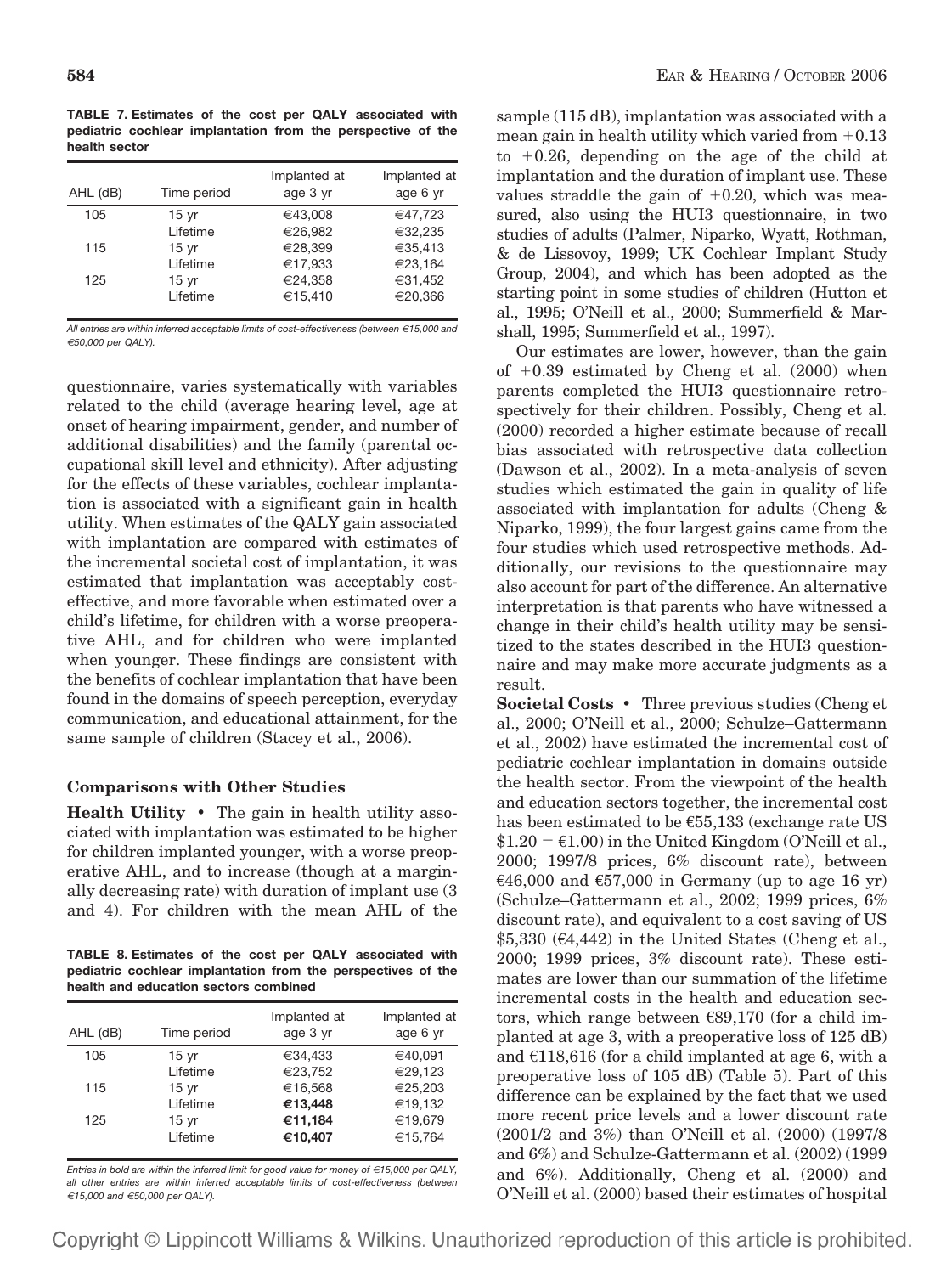**TABLE 7. Estimates of the cost per QALY associated with pediatric cochlear implantation from the perspective of the health sector**

| AHL (dB) | Time period | Implanted at age 3 yr | Implanted at age 6 yr |
|---|---|---|---|
| 105 | 15 yr | €43,008 | €47,723 |
| | Lifetime | €26,982 | €32,235 |
| 115 | 15 yr | €28,399 | €35,413 |
| | Lifetime | €17,933 | €23,164 |
| 125 | 15 yr | €24,358 | €31,452 |
| | Lifetime | €15,410 | €20,366 |

*All entries are within inferred acceptable limits of cost-effectiveness (between €15,000 and €50,000 per QALY).*

questionnaire, varies systematically with variables related to the child (average hearing level, age at onset of hearing impairment, gender, and number of additional disabilities) and the family (parental occupational skill level and ethnicity). After adjusting for the effects of these variables, cochlear implantation is associated with a significant gain in health utility. When estimates of the QALY gain associated with implantation are compared with estimates of the incremental societal cost of implantation, it was estimated that implantation was acceptably cost-effective, and more favorable when estimated over a child's lifetime, for children with a worse preoperative AHL, and for children who were implanted when younger. These findings are consistent with the benefits of cochlear implantation that have been found in the domains of speech perception, everyday communication, and educational attainment, for the same sample of children (Stacey et al., 2006).

### Comparisons with Other Studies

**Health Utility** • The gain in health utility associated with implantation was estimated to be higher for children implanted younger, with a worse preoperative AHL, and to increase (though at a marginally decreasing rate) with duration of implant use (3 and 4). For children with the mean AHL of the sample (115 dB), implantation was associated with a mean gain in health utility which varied from +0.13 to +0.26, depending on the age of the child at implantation and the duration of implant use. These values straddle the gain of +0.20, which was measured, also using the HUI3 questionnaire, in two studies of adults (Palmer, Niparko, Wyatt, Rothman, & de Lissovoy, 1999; UK Cochlear Implant Study Group, 2004), and which has been adopted as the starting point in some studies of children (Hutton et al., 1995; O'Neill et al., 2000; Summerfield & Marshall, 1995; Summerfield et al., 1997).

Our estimates are lower, however, than the gain of +0.39 estimated by Cheng et al. (2000) when parents completed the HUI3 questionnaire retrospectively for their children. Possibly, Cheng et al. (2000) recorded a higher estimate because of recall bias associated with retrospective data collection (Dawson et al., 2002). In a meta-analysis of seven studies which estimated the gain in quality of life associated with implantation for adults (Cheng & Niparko, 1999), the four largest gains came from the four studies which used retrospective methods. Additionally, our revisions to the questionnaire may also account for part of the difference. An alternative interpretation is that parents who have witnessed a change in their child's health utility may be sensitized to the states described in the HUI3 questionnaire and may make more accurate judgments as a result.

**TABLE 8. Estimates of the cost per QALY associated with pediatric cochlear implantation from the perspectives of the health and education sectors combined**

| AHL (dB) | Time period | Implanted at age 3 yr | Implanted at age 6 yr |
|---|---|---|---|
| 105 | 15 yr | €34,433 | €40,091 |
| | Lifetime | €23,752 | €29,123 |
| 115 | 15 yr | €16,568 | €25,203 |
| | Lifetime | **€13,448** | €19,132 |
| 125 | 15 yr | **€11,184** | €19,679 |
| | Lifetime | **€10,407** | €15,764 |

*Entries in bold are within the inferred limit for good value for money of €15,000 per QALY, all other entries are within inferred acceptable limits of cost-effectiveness (between €15,000 and €50,000 per QALY).*

**Societal Costs** • Three previous studies (Cheng et al., 2000; O'Neill et al., 2000; Schulze–Gattermann et al., 2002) have estimated the incremental cost of pediatric cochlear implantation in domains outside the health sector. From the viewpoint of the health and education sectors together, the incremental cost has been estimated to be €55,133 (exchange rate US \$1.20 = €1.00) in the United Kingdom (O'Neill et al., 2000; 1997/8 prices, 6% discount rate), between €46,000 and €57,000 in Germany (up to age 16 yr) (Schulze–Gattermann et al., 2002; 1999 prices, 6% discount rate), and equivalent to a cost saving of US \$5,330 (€4,442) in the United States (Cheng et al., 2000; 1999 prices, 3% discount rate). These estimates are lower than our summation of the lifetime incremental costs in the health and education sectors, which range between €89,170 (for a child implanted at age 3, with a preoperative loss of 125 dB) and €118,616 (for a child implanted at age 6, with a preoperative loss of 105 dB) (Table 5). Part of this difference can be explained by the fact that we used more recent price levels and a lower discount rate (2001/2 and 3%) than O'Neill et al. (2000) (1997/8 and 6%) and Schulze-Gattermann et al. (2002) (1999 and 6%). Additionally, Cheng et al. (2000) and O'Neill et al. (2000) based their estimates of hospital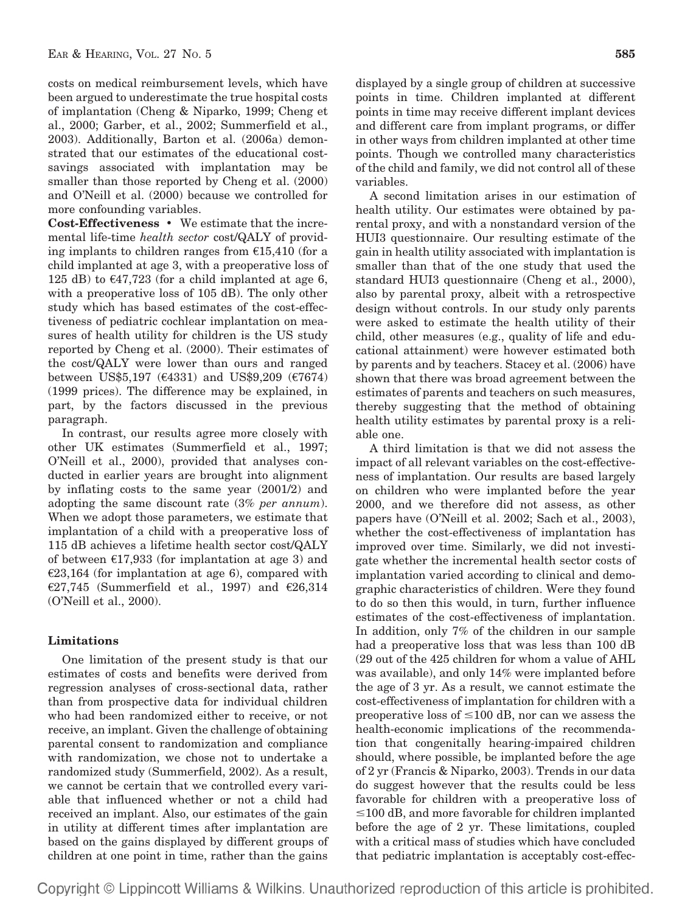costs on medical reimbursement levels, which have been argued to underestimate the true hospital costs of implantation (Cheng & Niparko, 1999; Cheng et al., 2000; Garber, et al., 2002; Summerfield et al., 2003). Additionally, Barton et al. (2006a) demonstrated that our estimates of the educational cost-savings associated with implantation may be smaller than those reported by Cheng et al. (2000) and O'Neill et al. (2000) because we controlled for more confounding variables.

**Cost-Effectiveness •** We estimate that the incremental life-time *health sector* cost/QALY of providing implants to children ranges from €15,410 (for a child implanted at age 3, with a preoperative loss of 125 dB) to €47,723 (for a child implanted at age 6, with a preoperative loss of 105 dB). The only other study which has based estimates of the cost-effectiveness of pediatric cochlear implantation on measures of health utility for children is the US study reported by Cheng et al. (2000). Their estimates of the cost/QALY were lower than ours and ranged between US$5,197 (€4331) and US$9,209 (€7674) (1999 prices). The difference may be explained, in part, by the factors discussed in the previous paragraph.

In contrast, our results agree more closely with other UK estimates (Summerfield et al., 1997; O'Neill et al., 2000), provided that analyses conducted in earlier years are brought into alignment by inflating costs to the same year (2001/2) and adopting the same discount rate (3% *per annum*). When we adopt those parameters, we estimate that implantation of a child with a preoperative loss of 115 dB achieves a lifetime health sector cost/QALY of between €17,933 (for implantation at age 3) and €23,164 (for implantation at age 6), compared with €27,745 (Summerfield et al., 1997) and €26,314 (O'Neill et al., 2000).

### Limitations

One limitation of the present study is that our estimates of costs and benefits were derived from regression analyses of cross-sectional data, rather than from prospective data for individual children who had been randomized either to receive, or not receive, an implant. Given the challenge of obtaining parental consent to randomization and compliance with randomization, we chose not to undertake a randomized study (Summerfield, 2002). As a result, we cannot be certain that we controlled every variable that influenced whether or not a child had received an implant. Also, our estimates of the gain in utility at different times after implantation are based on the gains displayed by different groups of children at one point in time, rather than the gains displayed by a single group of children at successive points in time. Children implanted at different points in time may receive different implant devices and different care from implant programs, or differ in other ways from children implanted at other time points. Though we controlled many characteristics of the child and family, we did not control all of these variables.

A second limitation arises in our estimation of health utility. Our estimates were obtained by parental proxy, and with a nonstandard version of the HUI3 questionnaire. Our resulting estimate of the gain in health utility associated with implantation is smaller than that of the one study that used the standard HUI3 questionnaire (Cheng et al., 2000), also by parental proxy, albeit with a retrospective design without controls. In our study only parents were asked to estimate the health utility of their child, other measures (e.g., quality of life and educational attainment) were however estimated both by parents and by teachers. Stacey et al. (2006) have shown that there was broad agreement between the estimates of parents and teachers on such measures, thereby suggesting that the method of obtaining health utility estimates by parental proxy is a reliable one.

A third limitation is that we did not assess the impact of all relevant variables on the cost-effectiveness of implantation. Our results are based largely on children who were implanted before the year 2000, and we therefore did not assess, as other papers have (O'Neill et al. 2002; Sach et al., 2003), whether the cost-effectiveness of implantation has improved over time. Similarly, we did not investigate whether the incremental health sector costs of implantation varied according to clinical and demographic characteristics of children. Were they found to do so then this would, in turn, further influence estimates of the cost-effectiveness of implantation. In addition, only 7% of the children in our sample had a preoperative loss that was less than 100 dB (29 out of the 425 children for whom a value of AHL was available), and only 14% were implanted before the age of 3 yr. As a result, we cannot estimate the cost-effectiveness of implantation for children with a preoperative loss of ≤100 dB, nor can we assess the health-economic implications of the recommendation that congenitally hearing-impaired children should, where possible, be implanted before the age of 2 yr (Francis & Niparko, 2003). Trends in our data do suggest however that the results could be less favorable for children with a preoperative loss of ≤100 dB, and more favorable for children implanted before the age of 2 yr. These limitations, coupled with a critical mass of studies which have concluded that pediatric implantation is acceptably cost-effec-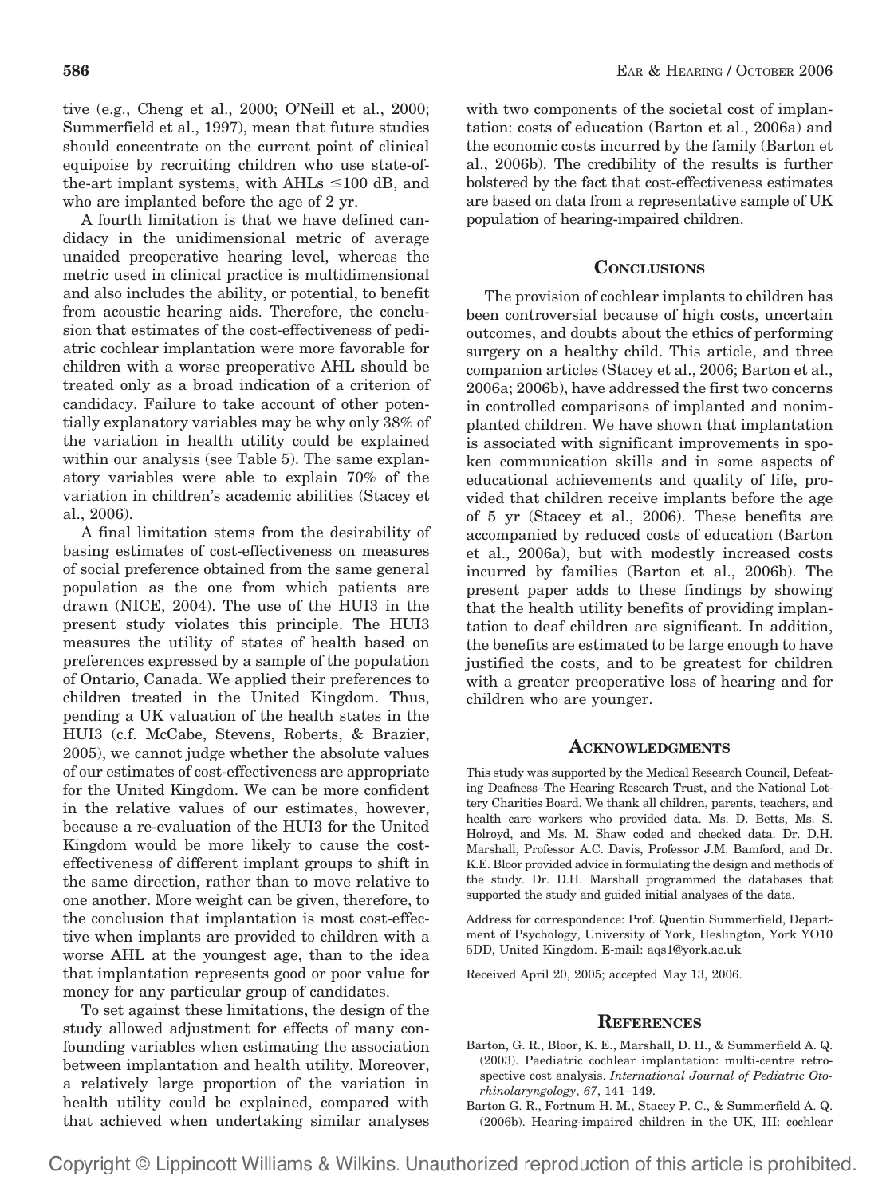tive (e.g., Cheng et al., 2000; O'Neill et al., 2000; Summerfield et al., 1997), mean that future studies should concentrate on the current point of clinical equipoise by recruiting children who use state-of-the-art implant systems, with AHLs $\leq$100 dB, and who are implanted before the age of 2 yr.

A fourth limitation is that we have defined candidacy in the unidimensional metric of average unaided preoperative hearing level, whereas the metric used in clinical practice is multidimensional and also includes the ability, or potential, to benefit from acoustic hearing aids. Therefore, the conclusion that estimates of the cost-effectiveness of pediatric cochlear implantation were more favorable for children with a worse preoperative AHL should be treated only as a broad indication of a criterion of candidacy. Failure to take account of other potentially explanatory variables may be why only 38% of the variation in health utility could be explained within our analysis (see Table 5). The same explanatory variables were able to explain 70% of the variation in children's academic abilities (Stacey et al., 2006).

A final limitation stems from the desirability of basing estimates of cost-effectiveness on measures of social preference obtained from the same general population as the one from which patients are drawn (NICE, 2004). The use of the HUI3 in the present study violates this principle. The HUI3 measures the utility of states of health based on preferences expressed by a sample of the population of Ontario, Canada. We applied their preferences to children treated in the United Kingdom. Thus, pending a UK valuation of the health states in the HUI3 (c.f. McCabe, Stevens, Roberts, & Brazier, 2005), we cannot judge whether the absolute values of our estimates of cost-effectiveness are appropriate for the United Kingdom. We can be more confident in the relative values of our estimates, however, because a re-evaluation of the HUI3 for the United Kingdom would be more likely to cause the cost-effectiveness of different implant groups to shift in the same direction, rather than to move relative to one another. More weight can be given, therefore, to the conclusion that implantation is most cost-effective when implants are provided to children with a worse AHL at the youngest age, than to the idea that implantation represents good or poor value for money for any particular group of candidates.

To set against these limitations, the design of the study allowed adjustment for effects of many confounding variables when estimating the association between implantation and health utility. Moreover, a relatively large proportion of the variation in health utility could be explained, compared with that achieved when undertaking similar analyses with two components of the societal cost of implantation: costs of education (Barton et al., 2006a) and the economic costs incurred by the family (Barton et al., 2006b). The credibility of the results is further bolstered by the fact that cost-effectiveness estimates are based on data from a representative sample of UK population of hearing-impaired children.

## CONCLUSIONS

The provision of cochlear implants to children has been controversial because of high costs, uncertain outcomes, and doubts about the ethics of performing surgery on a healthy child. This article, and three companion articles (Stacey et al., 2006; Barton et al., 2006a; 2006b), have addressed the first two concerns in controlled comparisons of implanted and nonimplanted children. We have shown that implantation is associated with significant improvements in spoken communication skills and in some aspects of educational achievements and quality of life, provided that children receive implants before the age of 5 yr (Stacey et al., 2006). These benefits are accompanied by reduced costs of education (Barton et al., 2006a), but with modestly increased costs incurred by families (Barton et al., 2006b). The present paper adds to these findings by showing that the health utility benefits of providing implantation to deaf children are significant. In addition, the benefits are estimated to be large enough to have justified the costs, and to be greatest for children with a greater preoperative loss of hearing and for children who are younger.

## ACKNOWLEDGMENTS

This study was supported by the Medical Research Council, Defeating Deafness–The Hearing Research Trust, and the National Lottery Charities Board. We thank all children, parents, teachers, and health care workers who provided data. Ms. D. Betts, Ms. S. Holroyd, and Ms. M. Shaw coded and checked data. Dr. D.H. Marshall, Professor A.C. Davis, Professor J.M. Bamford, and Dr. K.E. Bloor provided advice in formulating the design and methods of the study. Dr. D.H. Marshall programmed the databases that supported the study and guided initial analyses of the data.

Address for correspondence: Prof. Quentin Summerfield, Department of Psychology, University of York, Heslington, York YO10 5DD, United Kingdom. E-mail: aqs1@york.ac.uk

Received April 20, 2005; accepted May 13, 2006.

## REFERENCES

Barton, G. R., Bloor, K. E., Marshall, D. H., & Summerfield A. Q. (2003). Paediatric cochlear implantation: multi-centre retrospective cost analysis. *International Journal of Pediatric Otorhinolaryngology*, *67*, 141–149.

Barton G. R., Fortnum H. M., Stacey P. C., & Summerfield A. Q. (2006b). Hearing-impaired children in the UK, III: cochlear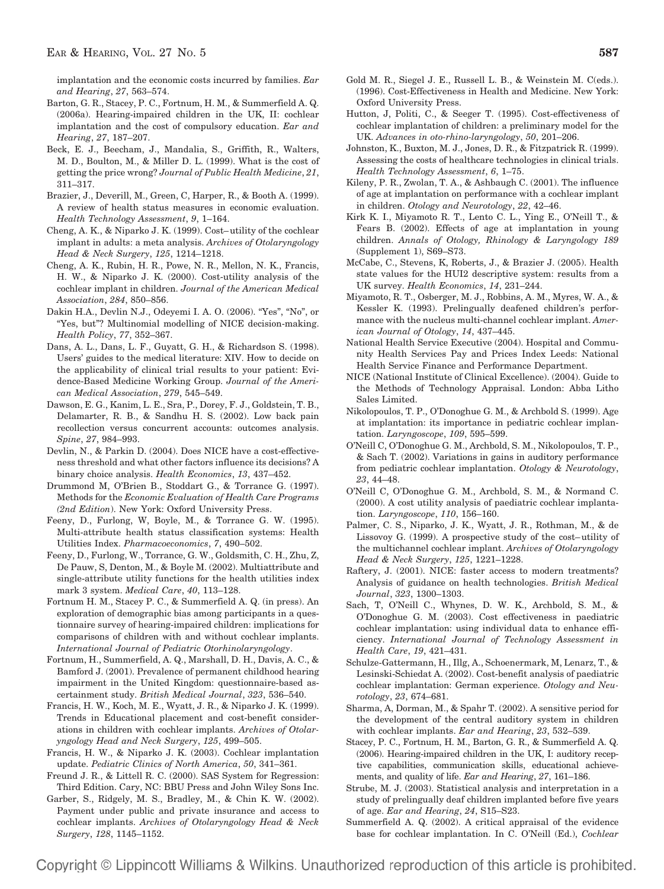implantation and the economic costs incurred by families. *Ear and Hearing*, *27*, 563–574.

Barton, G. R., Stacey, P. C., Fortnum, H. M., & Summerfield A. Q. (2006a). Hearing-impaired children in the UK, II: cochlear implantation and the cost of compulsory education. *Ear and Hearing*, *27*, 187–207.

Beck, E. J., Beecham, J., Mandalia, S., Griffith, R., Walters, M. D., Boulton, M., & Miller D. L. (1999). What is the cost of getting the price wrong? *Journal of Public Health Medicine*, *21*, 311–317.

Brazier, J., Deverill, M., Green, C, Harper, R., & Booth A. (1999). A review of health status measures in economic evaluation. *Health Technology Assessment*, *9*, 1–164.

Cheng, A. K., & Niparko J. K. (1999). Cost–utility of the cochlear implant in adults: a meta analysis. *Archives of Otolaryngology Head & Neck Surgery, 125*, 1214–1218.

Cheng, A. K., Rubin, H. R., Powe, N. R., Mellon, N. K., Francis, H. W., & Niparko J. K. (2000). Cost-utility analysis of the cochlear implant in children. *Journal of the American Medical Association*, *284*, 850–856.

Dakin H.A., Devlin N.J., Odeyemi I. A. O. (2006). "Yes", "No", or "Yes, but"? Multinomial modelling of NICE decision-making. *Health Policy*, *77*, 352–367.

Dans, A. L., Dans, L. F., Guyatt, G. H., & Richardson S. (1998). Users' guides to the medical literature: XIV. How to decide on the applicability of clinical trial results to your patient: Evidence-Based Medicine Working Group. *Journal of the American Medical Association*, *279*, 545–549.

Dawson, E. G., Kanim, L. E., Sra, P., Dorey, F. J., Goldstein, T. B., Delamarter, R. B., & Sandhu H. S. (2002). Low back pain recollection versus concurrent accounts: outcomes analysis. *Spine*, *27*, 984–993.

Devlin, N., & Parkin D. (2004). Does NICE have a cost-effectiveness threshold and what other factors influence its decisions? A binary choice analysis. *Health Economics*, *13*, 437–452.

Drummond M, O'Brien B., Stoddart G., & Torrance G. (1997). Methods for the *Economic Evaluation of Health Care Programs (2nd Edition*). New York: Oxford University Press.

Feeny, D., Furlong, W, Boyle, M., & Torrance G. W. (1995). Multi-attribute health status classification systems: Health Utilities Index. *Pharmacoeconomics*, *7*, 490–502.

Feeny, D., Furlong, W., Torrance, G. W., Goldsmith, C. H., Zhu, Z, De Pauw, S, Denton, M., & Boyle M. (2002). Multiattribute and single-attribute utility functions for the health utilities index mark 3 system. *Medical Care*, *40*, 113–128.

Fortnum H. M., Stacey P. C., & Summerfield A. Q. (in press). An exploration of demographic bias among participants in a questionnaire survey of hearing-impaired children: implications for comparisons of children with and without cochlear implants. *International Journal of Pediatric Otorhinolaryngology*.

Fortnum, H., Summerfield, A. Q., Marshall, D. H., Davis, A. C., & Bamford J. (2001). Prevalence of permanent childhood hearing impairment in the United Kingdom: questionnaire-based ascertainment study. *British Medical Journal*, *323*, 536–540.

Francis, H. W., Koch, M. E., Wyatt, J. R., & Niparko J. K. (1999). Trends in Educational placement and cost-benefit considerations in children with cochlear implants. *Archives of Otolaryngology Head and Neck Surgery*, *125*, 499–505.

Francis, H. W., & Niparko J. K. (2003). Cochlear implantation update. *Pediatric Clinics of North America*, *50*, 341–361.

Freund J. R., & Littell R. C. (2000). SAS System for Regression: Third Edition. Cary, NC: BBU Press and John Wiley Sons Inc.

Garber, S., Ridgely, M. S., Bradley, M., & Chin K. W. (2002). Payment under public and private insurance and access to cochlear implants. *Archives of Otolaryngology Head & Neck Surgery*, *128*, 1145–1152.

Gold M. R., Siegel J. E., Russell L. B., & Weinstein M. C(eds.). (1996). Cost-Effectiveness in Health and Medicine. New York: Oxford University Press.

Hutton, J, Politi, C., & Seeger T. (1995). Cost-effectiveness of cochlear implantation of children: a preliminary model for the UK. *Advances in oto-rhino-laryngology*, *50*, 201–206.

Johnston, K., Buxton, M. J., Jones, D. R., & Fitzpatrick R. (1999). Assessing the costs of healthcare technologies in clinical trials. *Health Technology Assessment*, *6*, 1–75.

Kileny, P. R., Zwolan, T. A., & Ashbaugh C. (2001). The influence of age at implantation on performance with a cochlear implant in children. *Otology and Neurotology*, *22*, 42–46.

Kirk K. I., Miyamoto R. T., Lento C. L., Ying E., O'Neill T., & Fears B. (2002). Effects of age at implantation in young children. *Annals of Otology, Rhinology & Laryngology 189* (Supplement 1), S69–S73.

McCabe, C., Stevens, K, Roberts, J., & Brazier J. (2005). Health state values for the HUI2 descriptive system: results from a UK survey. *Health Economics*, *14*, 231–244.

Miyamoto, R. T., Osberger, M. J., Robbins, A. M., Myres, W. A., & Kessler K. (1993). Prelingually deafened children's performance with the nucleus multi-channel cochlear implant. *American Journal of Otology*, *14*, 437–445.

National Health Service Executive (2004). Hospital and Community Health Services Pay and Prices Index Leeds: National Health Service Finance and Performance Department.

NICE (National Institute of Clinical Excellence). (2004). Guide to the Methods of Technology Appraisal. London: Abba Litho Sales Limited.

Nikolopoulos, T. P., O'Donoghue G. M., & Archbold S. (1999). Age at implantation: its importance in pediatric cochlear implantation. *Laryngoscope*, *109*, 595–599.

O'Neill C, O'Donoghue G. M., Archbold, S. M., Nikolopoulos, T. P., & Sach T. (2002). Variations in gains in auditory performance from pediatric cochlear implantation. *Otology & Neurotology*, *23*, 44–48.

O'Neill C, O'Donoghue G. M., Archbold, S. M., & Normand C. (2000). A cost utility analysis of paediatric cochlear implantation. *Laryngoscope*, *110*, 156–160.

Palmer, C. S., Niparko, J. K., Wyatt, J. R., Rothman, M., & de Lissovoy G. (1999). A prospective study of the cost–utility of the multichannel cochlear implant. *Archives of Otolaryngology Head & Neck Surgery*, *125*, 1221–1228.

Raftery, J. (2001). NICE: faster access to modern treatments? Analysis of guidance on health technologies. *British Medical Journal*, *323*, 1300–1303.

Sach, T, O'Neill C., Whynes, D. W. K., Archbold, S. M., & O'Donoghue G. M. (2003). Cost effectiveness in paediatric cochlear implantation: using individual data to enhance efficiency. *International Journal of Technology Assessment in Health Care*, *19*, 421–431.

Schulze-Gattermann, H., Illg, A., Schoenermark, M, Lenarz, T., & Lesinski-Schiedat A. (2002). Cost-benefit analysis of paediatric cochlear implantation: German experience. *Otology and Neurotology*, *23*, 674–681.

Sharma, A, Dorman, M., & Spahr T. (2002). A sensitive period for the development of the central auditory system in children with cochlear implants. *Ear and Hearing*, *23*, 532–539.

Stacey, P. C., Fortnum, H. M., Barton, G. R., & Summerfield A. Q. (2006). Hearing-impaired children in the UK, I: auditory receptive capabilities, communication skills, educational achievements, and quality of life. *Ear and Hearing*, *27*, 161–186.

Strube, M. J. (2003). Statistical analysis and interpretation in a study of prelingually deaf children implanted before five years of age. *Ear and Hearing*, *24*, S15–S23.

Summerfield A. Q. (2002). A critical appraisal of the evidence base for cochlear implantation. In C. O'Neill (Ed.), *Cochlear*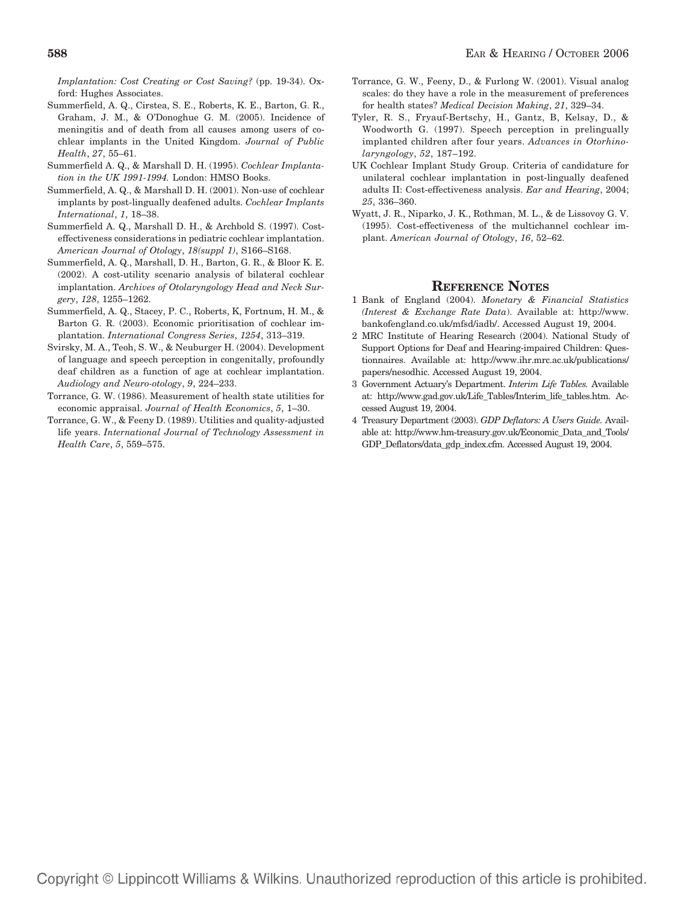*Implantation: Cost Creating or Cost Saving?* (pp. 19-34). Oxford: Hughes Associates.

Summerfield, A. Q., Cirstea, S. E., Roberts, K. E., Barton, G. R., Graham, J. M., & O'Donoghue G. M. (2005). Incidence of meningitis and of death from all causes among users of cochlear implants in the United Kingdom. *Journal of Public Health*, *27*, 55–61.

Summerfield A. Q., & Marshall D. H. (1995). *Cochlear Implantation in the UK 1991-1994.* London: HMSO Books.

Summerfield, A. Q., & Marshall D. H. (2001). Non-use of cochlear implants by post-lingually deafened adults. *Cochlear Implants International*, *1*, 18–38.

Summerfield A. Q., Marshall D. H., & Archbold S. (1997). Cost-effectiveness considerations in pediatric cochlear implantation. *American Journal of Otology*, *18(suppl 1)*, S166–S168.

Summerfield, A. Q., Marshall, D. H., Barton, G. R., & Bloor K. E. (2002). A cost-utility scenario analysis of bilateral cochlear implantation. *Archives of Otolaryngology Head and Neck Surgery*, *128*, 1255–1262.

Summerfield, A. Q., Stacey, P. C., Roberts, K, Fortnum, H. M., & Barton G. R. (2003). Economic prioritisation of cochlear implantation. *International Congress Series*, *1254*, 313–319.

Svirsky, M. A., Teoh, S. W., & Neuburger H. (2004). Development of language and speech perception in congenitally, profoundly deaf children as a function of age at cochlear implantation. *Audiology and Neuro-otology*, *9*, 224–233.

Torrance, G. W. (1986). Measurement of health state utilities for economic appraisal. *Journal of Health Economics*, *5*, 1–30.

Torrance, G. W., & Feeny D. (1989). Utilities and quality-adjusted life years. *International Journal of Technology Assessment in Health Care*, *5*, 559–575.

Torrance, G. W., Feeny, D., & Furlong W. (2001). Visual analog scales: do they have a role in the measurement of preferences for health states? *Medical Decision Making*, *21,* 329–34.

Tyler, R. S., Fryauf-Bertschy, H., Gantz, B, Kelsay, D., & Woodworth G. (1997). Speech perception in prelingually implanted children after four years. *Advances in Otorhinolaryngology*, *52*, 187–192.

UK Cochlear Implant Study Group. Criteria of candidature for unilateral cochlear implantation in post-lingually deafened adults II: Cost-effectiveness analysis. *Ear and Hearing*, 2004; *25*, 336–360.

Wyatt, J. R., Niparko, J. K., Rothman, M. L., & de Lissovoy G. V. (1995). Cost-effectiveness of the multichannel cochlear implant. *American Journal of Otology*, *16*, 52–62.

## Reference Notes

1 Bank of England (2004). *Monetary & Financial Statistics (Interest & Exchange Rate Data*). Available at: http://www.bankofengland.co.uk/mfsd/iadb/. Accessed August 19, 2004.

2 MRC Institute of Hearing Research (2004). National Study of Support Options for Deaf and Hearing-impaired Children: Questionnaires. Available at: http://www.ihr.mrc.ac.uk/publications/papers/nesodhic. Accessed August 19, 2004.

3 Government Actuary's Department. *Interim Life Tables.* Available at: http://www.gad.gov.uk/Life_Tables/Interim_life_tables.htm. Accessed August 19, 2004.

4 Treasury Department (2003). *GDP Deflators: A Users Guide.* Available at: http://www.hm-treasury.gov.uk/Economic_Data_and_Tools/GDP_Deflators/data_gdp_index.cfm. Accessed August 19, 2004.